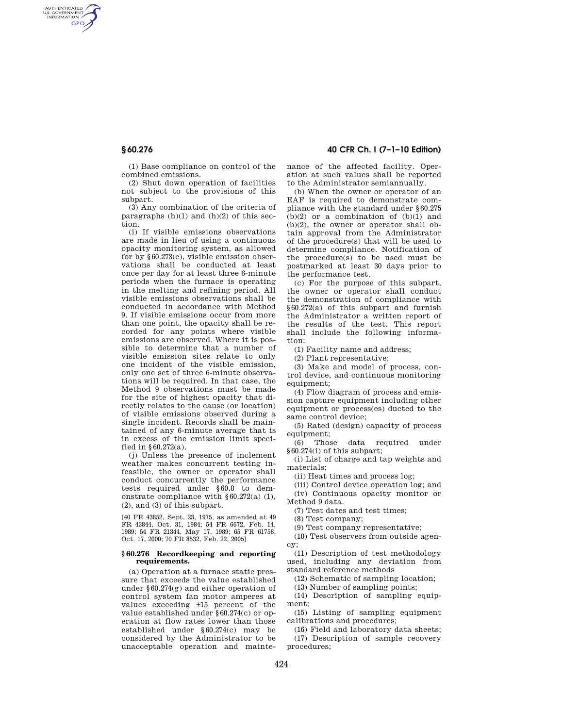(1) Base compliance on control of the combined emissions.

(2) Shut down operation of facilities not subject to the provisions of this subpart.

(3) Any combination of the criteria of paragraphs (h)(1) and (h)(2) of this section.

(i) If visible emissions observations are made in lieu of using a continuous opacity monitoring system, as allowed for by §60.273(c), visible emission observations shall be conducted at least once per day for at least three 6-minute periods when the furnace is operating in the melting and refining period. All visible emissions observations shall be conducted in accordance with Method 9. If visible emissions occur from more than one point, the opacity shall be recorded for any points where visible emissions are observed. Where it is possible to determine that a number of visible emission sites relate to only one incident of the visible emission, only one set of three 6-minute observations will be required. In that case, the Method 9 observations must be made for the site of highest opacity that directly relates to the cause (or location) of visible emissions observed during a single incident. Records shall be maintained of any 6-minute average that is in excess of the emission limit specified in §60.272(a).

(j) Unless the presence of inclement weather makes concurrent testing infeasible, the owner or operator shall conduct concurrently the performance tests required under §60.8 to demonstrate compliance with §60.272(a) (1), (2), and (3) of this subpart.

[40 FR 43852, Sept. 23, 1975, as amended at 49 FR 43844, Oct. 31, 1984; 54 FR 6672, Feb. 14, 1989; 54 FR 21344, May 17, 1989; 65 FR 61758, Oct. 17, 2000; 70 FR 8532, Feb. 22, 2005]

## §60.276 Recordkeeping and reporting requirements.

(a) Operation at a furnace static pressure that exceeds the value established under §60.274(g) and either operation of control system fan motor amperes at values exceeding ±15 percent of the value established under §60.274(c) or operation at flow rates lower than those established under §60.274(c) may be considered by the Administrator to be unacceptable operation and maintenance of the affected facility. Operation at such values shall be reported to the Administrator semiannually.

(b) When the owner or operator of an EAF is required to demonstrate compliance with the standard under §60.275 (b)(2) or a combination of (b)(1) and (b)(2), the owner or operator shall obtain approval from the Administrator of the procedure(s) that will be used to determine compliance. Notification of the procedure(s) to be used must be postmarked at least 30 days prior to the performance test.

(c) For the purpose of this subpart, the owner or operator shall conduct the demonstration of compliance with §60.272(a) of this subpart and furnish the Administrator a written report of the results of the test. This report shall include the following information:

(1) Facility name and address;

(2) Plant representative;

(3) Make and model of process, control device, and continuous monitoring equipment;

(4) Flow diagram of process and emission capture equipment including other equipment or process(es) ducted to the same control device;

(5) Rated (design) capacity of process equipment;

(6) Those data required under §60.274(i) of this subpart;

(i) List of charge and tap weights and materials;

(ii) Heat times and process log;

(iii) Control device operation log; and

(iv) Continuous opacity monitor or Method 9 data.

(7) Test dates and test times;

(8) Test company;

(9) Test company representative;

(10) Test observers from outside agency;

(11) Description of test methodology used, including any deviation from standard reference methods

(12) Schematic of sampling location;

(13) Number of sampling points;

(14) Description of sampling equipment;

(15) Listing of sampling equipment calibrations and procedures;

(16) Field and laboratory data sheets;

(17) Description of sample recovery procedures;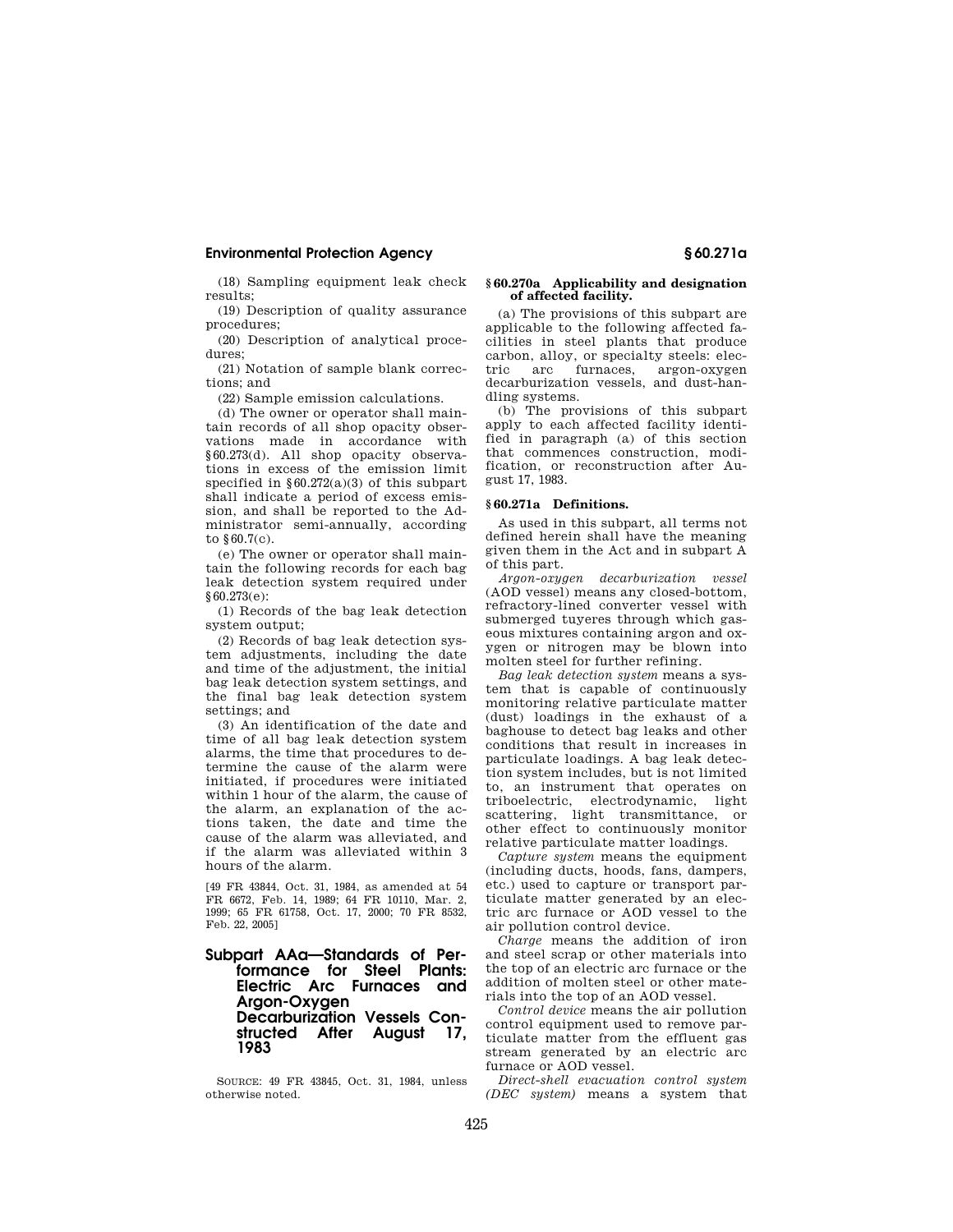(18) Sampling equipment leak check results;

(19) Description of quality assurance procedures;

(20) Description of analytical procedures;

(21) Notation of sample blank corrections; and

(22) Sample emission calculations.

(d) The owner or operator shall maintain records of all shop opacity observations made in accordance with §60.273(d). All shop opacity observations in excess of the emission limit specified in §60.272(a)(3) of this subpart shall indicate a period of excess emission, and shall be reported to the Administrator semi-annually, according to §60.7(c).

(e) The owner or operator shall maintain the following records for each bag leak detection system required under §60.273(e):

(1) Records of the bag leak detection system output;

(2) Records of bag leak detection system adjustments, including the date and time of the adjustment, the initial bag leak detection system settings, and the final bag leak detection system settings; and

(3) An identification of the date and time of all bag leak detection system alarms, the time that procedures to determine the cause of the alarm were initiated, if procedures were initiated within 1 hour of the alarm, the cause of the alarm, an explanation of the actions taken, the date and time the cause of the alarm was alleviated, and if the alarm was alleviated within 3 hours of the alarm.

[49 FR 43844, Oct. 31, 1984, as amended at 54 FR 6672, Feb. 14, 1989; 64 FR 10110, Mar. 2, 1999; 65 FR 61758, Oct. 17, 2000; 70 FR 8532, Feb. 22, 2005]

## Subpart AAa—Standards of Performance for Steel Plants: Electric Arc Furnaces and Argon-Oxygen Decarburization Vessels Constructed After August 17, 1983

SOURCE: 49 FR 43845, Oct. 31, 1984, unless otherwise noted.

### §60.270a Applicability and designation of affected facility.

(a) The provisions of this subpart are applicable to the following affected facilities in steel plants that produce carbon, alloy, or specialty steels: electric arc furnaces, argon-oxygen decarburization vessels, and dust-handling systems.

(b) The provisions of this subpart apply to each affected facility identified in paragraph (a) of this section that commences construction, modification, or reconstruction after August 17, 1983.

### §60.271a Definitions.

As used in this subpart, all terms not defined herein shall have the meaning given them in the Act and in subpart A of this part.

*Argon-oxygen decarburization vessel* (AOD vessel) means any closed-bottom, refractory-lined converter vessel with submerged tuyeres through which gaseous mixtures containing argon and oxygen or nitrogen may be blown into molten steel for further refining.

*Bag leak detection system* means a system that is capable of continuously monitoring relative particulate matter (dust) loadings in the exhaust of a baghouse to detect bag leaks and other conditions that result in increases in particulate loadings. A bag leak detection system includes, but is not limited to, an instrument that operates on triboelectric, electrodynamic, light scattering, light transmittance, or other effect to continuously monitor relative particulate matter loadings.

*Capture system* means the equipment (including ducts, hoods, fans, dampers, etc.) used to capture or transport particulate matter generated by an electric arc furnace or AOD vessel to the air pollution control device.

*Charge* means the addition of iron and steel scrap or other materials into the top of an electric arc furnace or the addition of molten steel or other materials into the top of an AOD vessel.

*Control device* means the air pollution control equipment used to remove particulate matter from the effluent gas stream generated by an electric arc furnace or AOD vessel.

*Direct-shell evacuation control system (DEC system)* means a system that